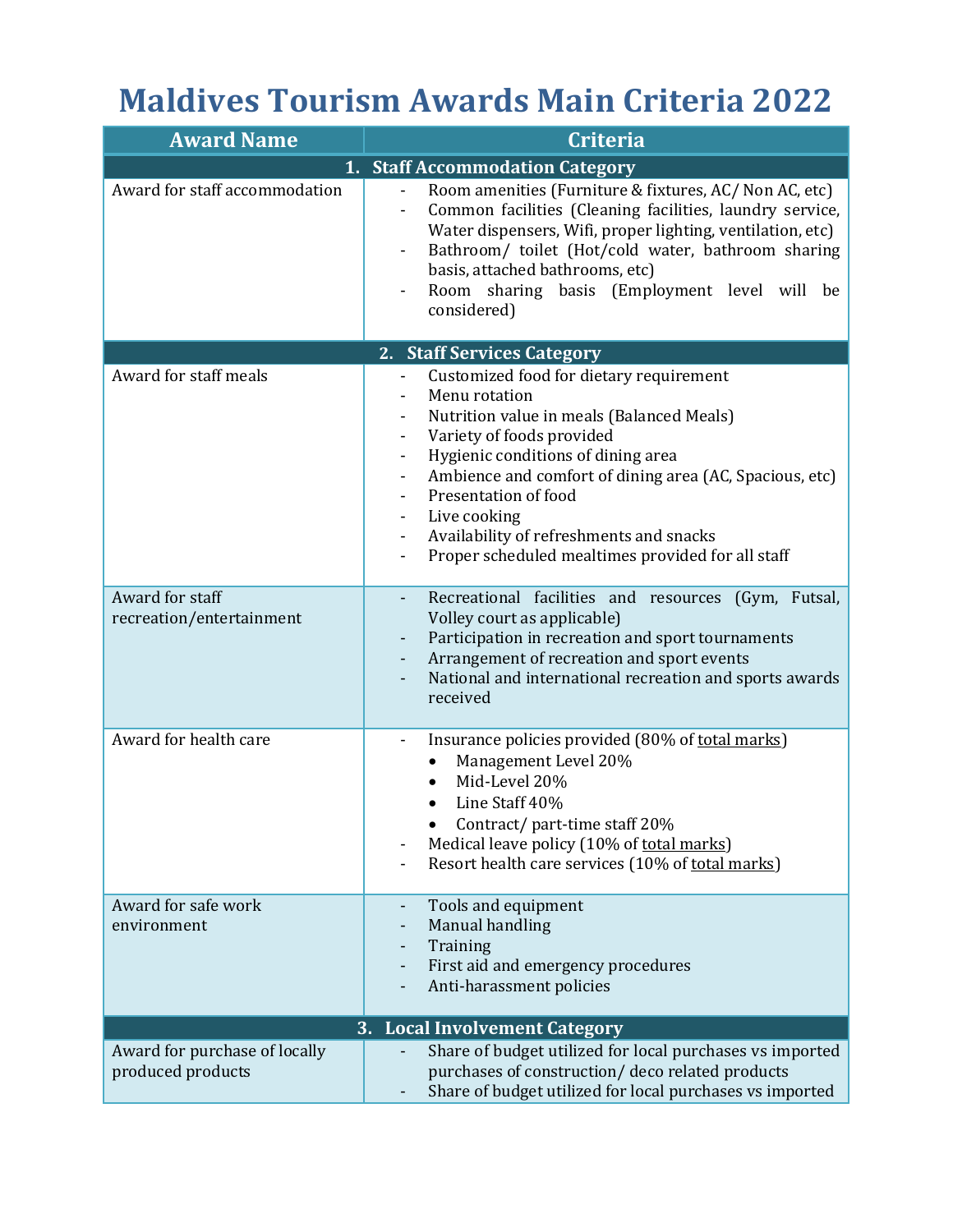# Maldives Tourism Awards Main Criteria 2022

| Award Name | Criteria |
| --- | --- |
| **1. Staff Accommodation Category** | |
| Award for staff accommodation | - Room amenities (Furniture & fixtures, AC/ Non AC, etc)<br>- Common facilities (Cleaning facilities, laundry service, Water dispensers, Wifi, proper lighting, ventilation, etc)<br>- Bathroom/ toilet (Hot/cold water, bathroom sharing basis, attached bathrooms, etc)<br>- Room sharing basis (Employment level will be considered) |
| **2. Staff Services Category** | |
| Award for staff meals | - Customized food for dietary requirement<br>- Menu rotation<br>- Nutrition value in meals (Balanced Meals)<br>- Variety of foods provided<br>- Hygienic conditions of dining area<br>- Ambience and comfort of dining area (AC, Spacious, etc)<br>- Presentation of food<br>- Live cooking<br>- Availability of refreshments and snacks<br>- Proper scheduled mealtimes provided for all staff |
| Award for staff recreation/entertainment | - Recreational facilities and resources (Gym, Futsal, Volley court as applicable)<br>- Participation in recreation and sport tournaments<br>- Arrangement of recreation and sport events<br>- National and international recreation and sports awards received |
| Award for health care | - Insurance policies provided (80% of <u>total marks</u>)<br>• Management Level 20%<br>• Mid-Level 20%<br>• Line Staff 40%<br>• Contract/ part-time staff 20%<br>- Medical leave policy (10% of <u>total marks</u>)<br>- Resort health care services (10% of <u>total marks</u>) |
| Award for safe work environment | - Tools and equipment<br>- Manual handling<br>- Training<br>- First aid and emergency procedures<br>- Anti-harassment policies |
| **3. Local Involvement Category** | |
| Award for purchase of locally produced products | - Share of budget utilized for local purchases vs imported purchases of construction/ deco related products<br>- Share of budget utilized for local purchases vs imported |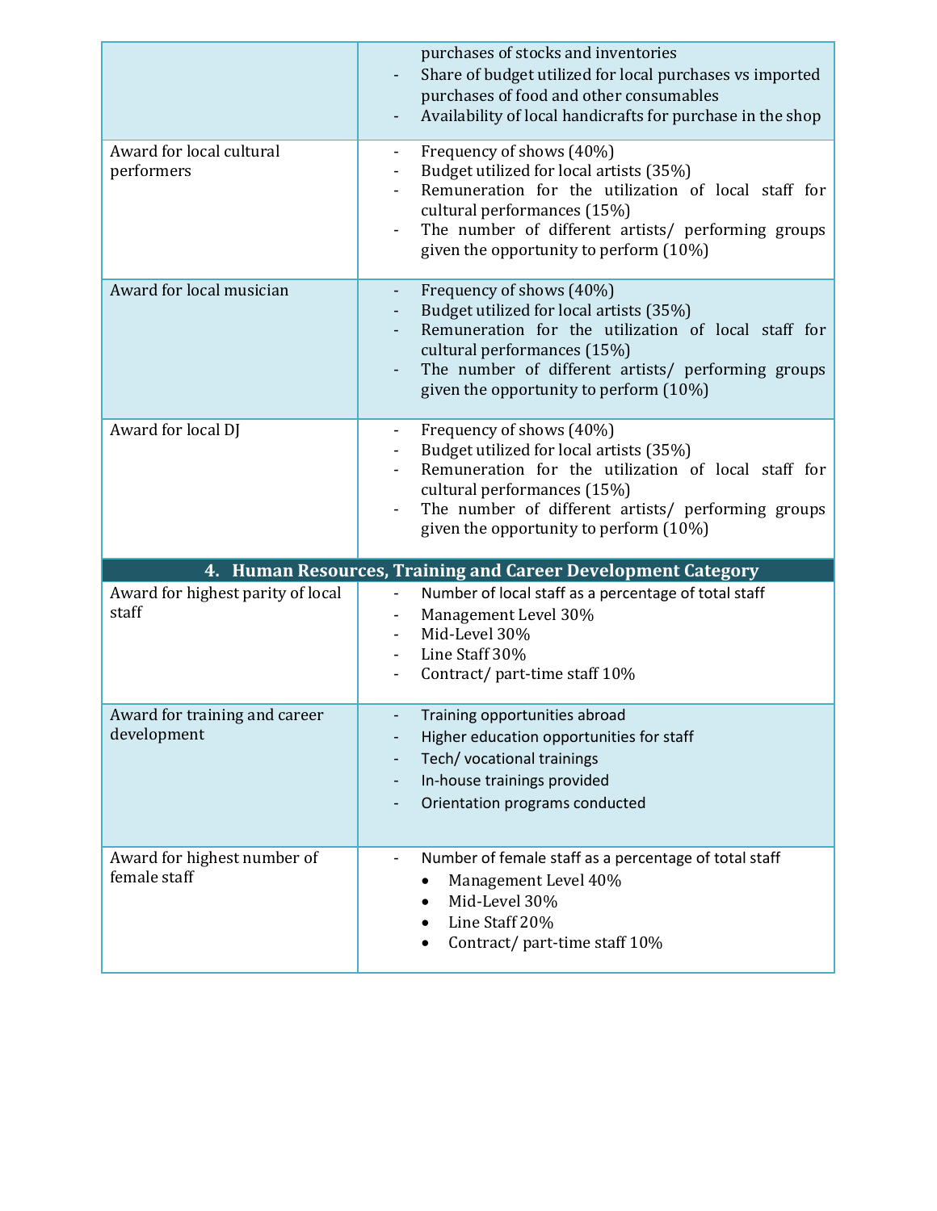| | |
|---|---|
| | purchases of stocks and inventories<br>- Share of budget utilized for local purchases vs imported purchases of food and other consumables<br>- Availability of local handicrafts for purchase in the shop |
| Award for local cultural performers | - Frequency of shows (40%)<br>- Budget utilized for local artists (35%)<br>- Remuneration for the utilization of local staff for cultural performances (15%)<br>- The number of different artists/ performing groups given the opportunity to perform (10%) |
| Award for local musician | - Frequency of shows (40%)<br>- Budget utilized for local artists (35%)<br>- Remuneration for the utilization of local staff for cultural performances (15%)<br>- The number of different artists/ performing groups given the opportunity to perform (10%) |
| Award for local DJ | - Frequency of shows (40%)<br>- Budget utilized for local artists (35%)<br>- Remuneration for the utilization of local staff for cultural performances (15%)<br>- The number of different artists/ performing groups given the opportunity to perform (10%) |
| **4. Human Resources, Training and Career Development Category** | |
| Award for highest parity of local staff | - Number of local staff as a percentage of total staff<br>- Management Level 30%<br>- Mid-Level 30%<br>- Line Staff 30%<br>- Contract/ part-time staff 10% |
| Award for training and career development | - Training opportunities abroad<br>- Higher education opportunities for staff<br>- Tech/ vocational trainings<br>- In-house trainings provided<br>- Orientation programs conducted |
| Award for highest number of female staff | - Number of female staff as a percentage of total staff<br>• Management Level 40%<br>• Mid-Level 30%<br>• Line Staff 20%<br>• Contract/ part-time staff 10% |